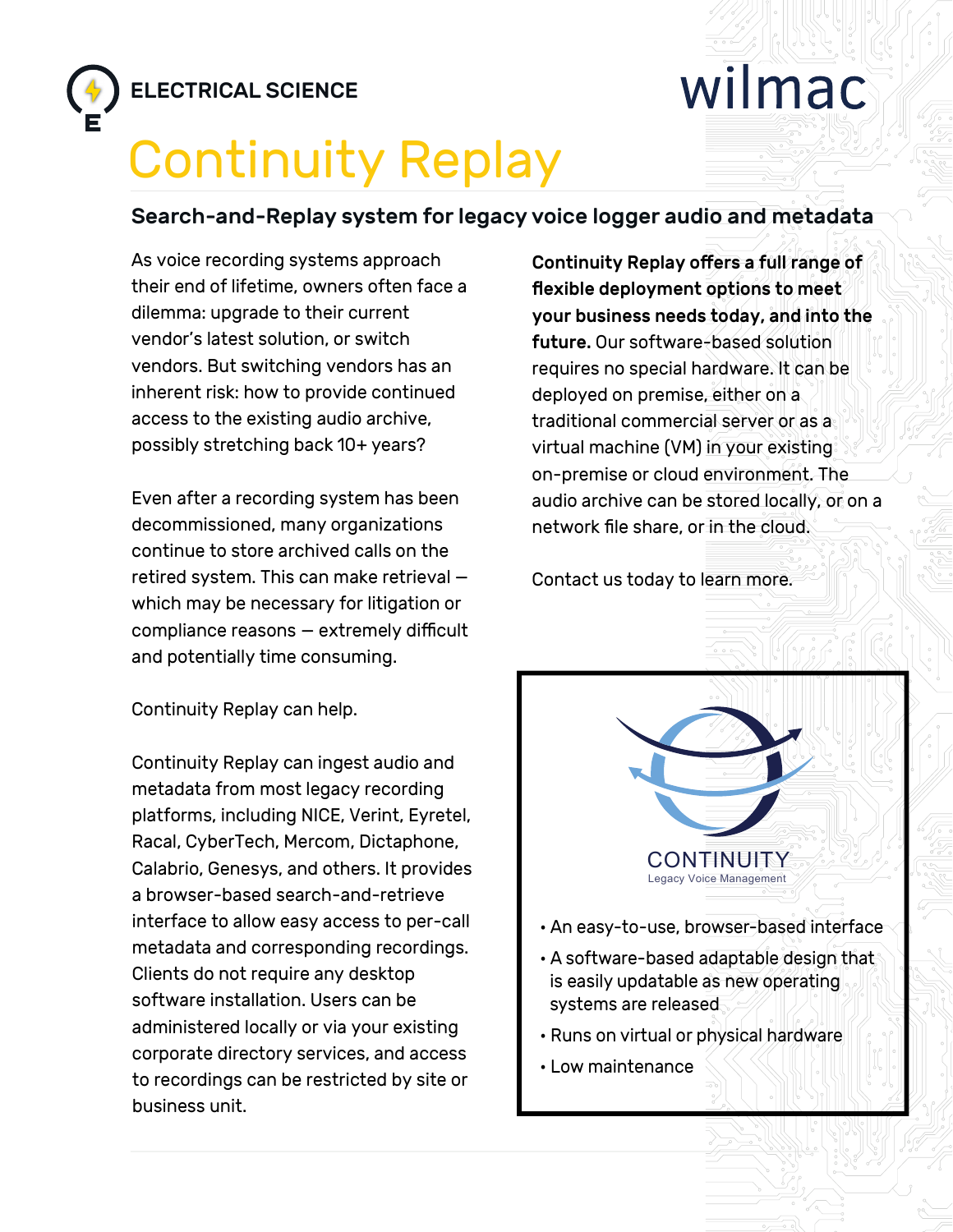ELECTRICAL SCIENCE

wilmac

# Continuity Replay

## Search-and-Replay system for legacy voice logger audio and metadata

As voice recording systems approach their end of lifetime, owners often face a dilemma: upgrade to their current vendor's latest solution, or switch vendors. But switching vendors has an inherent risk: how to provide continued access to the existing audio archive, possibly stretching back 10+ years?

Even after a recording system has been decommissioned, many organizations continue to store archived calls on the retired system. This can make retrieval — which may be necessary for litigation or compliance reasons — extremely difficult and potentially time consuming.

Continuity Replay can help.

Continuity Replay can ingest audio and metadata from most legacy recording platforms, including NICE, Verint, Eyretel, Racal, CyberTech, Mercom, Dictaphone, Calabrio, Genesys, and others. It provides a browser-based search-and-retrieve interface to allow easy access to per-call metadata and corresponding recordings. Clients do not require any desktop software installation. Users can be administered locally or via your existing corporate directory services, and access to recordings can be restricted by site or business unit.

**Continuity Replay offers a full range of flexible deployment options to meet your business needs today, and into the future.** Our software-based solution requires no special hardware. It can be deployed on premise, either on a traditional commercial server or as a virtual machine (VM) in your existing on-premise or cloud environment. The audio archive can be stored locally, or on a network file share, or in the cloud.

Contact us today to learn more.

CONTINUITY
Legacy Voice Management

- An easy-to-use, browser-based interface
- A software-based adaptable design that is easily updatable as new operating systems are released
- Runs on virtual or physical hardware
- Low maintenance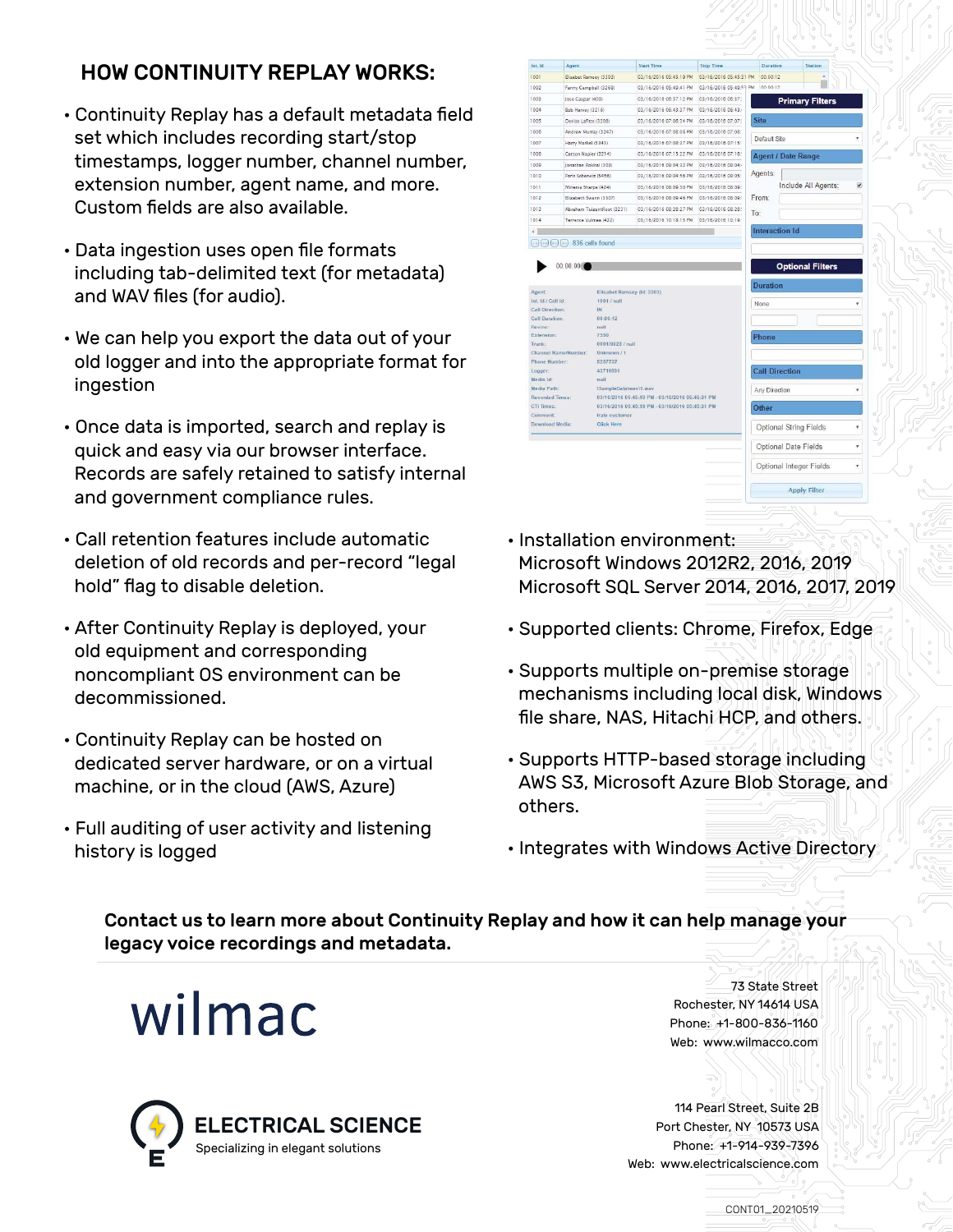## HOW CONTINUITY REPLAY WORKS:

- Continuity Replay has a default metadata field set which includes recording start/stop timestamps, logger number, channel number, extension number, agent name, and more. Custom fields are also available.
- Data ingestion uses open file formats including tab-delimited text (for metadata) and WAV files (for audio).
- We can help you export the data out of your old logger and into the appropriate format for ingestion
- Once data is imported, search and replay is quick and easy via our browser interface. Records are safely retained to satisfy internal and government compliance rules.
- Call retention features include automatic deletion of old records and per-record "legal hold" flag to disable deletion.
- After Continuity Replay is deployed, your old equipment and corresponding noncompliant OS environment can be decommissioned.
- Continuity Replay can be hosted on dedicated server hardware, or on a virtual machine, or in the cloud (AWS, Azure)
- Full auditing of user activity and listening history is logged
- Installation environment:
  Microsoft Windows 2012R2, 2016, 2019
  Microsoft SQL Server 2014, 2016, 2017, 2019
- Supported clients: Chrome, Firefox, Edge
- Supports multiple on-premise storage mechanisms including local disk, Windows file share, NAS, Hitachi HCP, and others.
- Supports HTTP-based storage including AWS S3, Microsoft Azure Blob Storage, and others.
- Integrates with Windows Active Directory

**Contact us to learn more about Continuity Replay and how it can help manage your legacy voice recordings and metadata.**

wilmac

73 State Street
Rochester, NY 14614 USA
Phone: +1-800-836-1160
Web: www.wilmacco.com

ELECTRICAL SCIENCE
Specializing in elegant solutions

114 Pearl Street, Suite 2B
Port Chester, NY 10573 USA
Phone: +1-914-939-7396
Web: www.electricalscience.com

CONT01_20210519